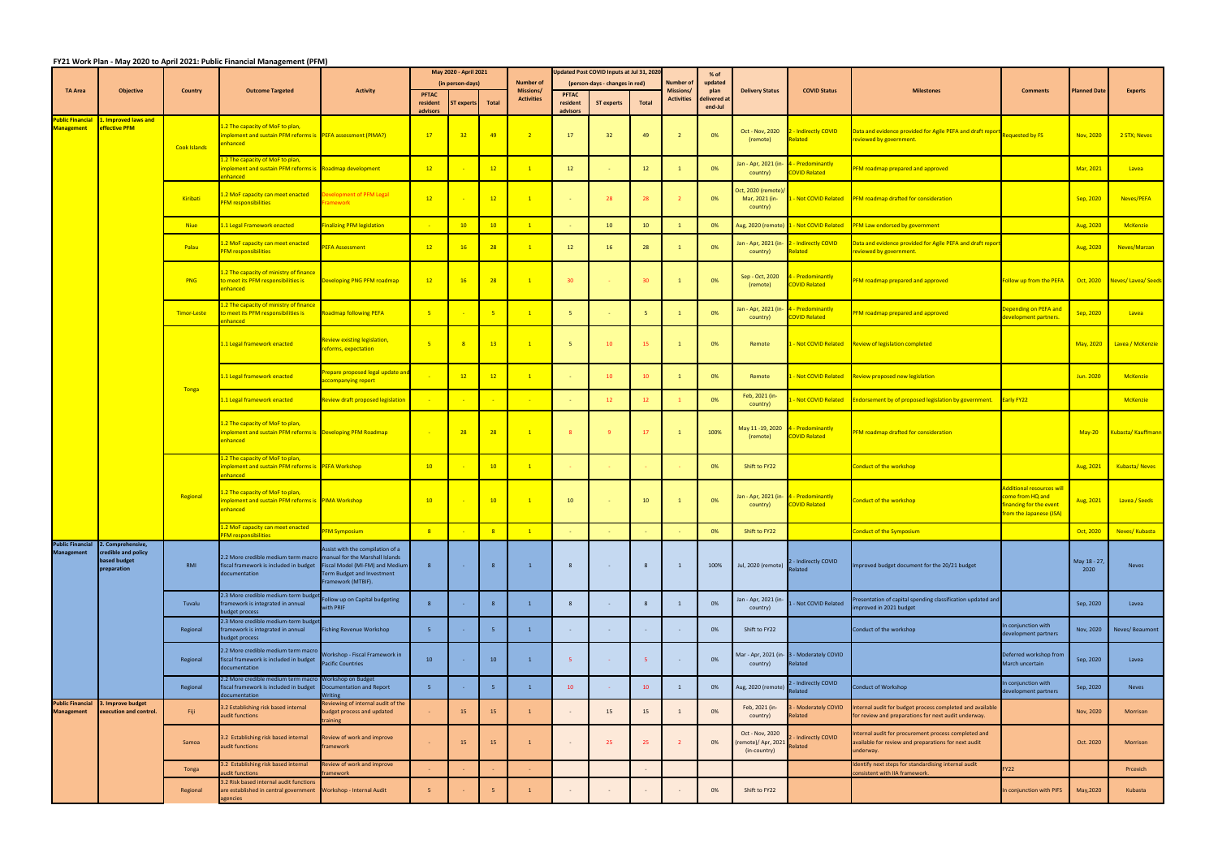## FY21 Work Plan - May 2020 to April 2021: Public Financial Management (PFM)

| TA Area | Objective | Country | Outcome Targeted | Activity | May 2020 - April 2021 (in person-days) | | | Number of Missions/ Activities | Updated Post COVID Inputs at Jul 31, 2020 (person-days - changes in red) | | | Number of Missions/ Activities | % of updated plan delivered at end-Jul | Delivery Status | COVID Status | Milestones | Comments | Planned Date | Experts |
|---|---|---|---|---|---|---|---|---|---|---|---|---|---|---|---|---|---|---|---|
| | | | | | PFTAC resident advisors | ST experts | Total | | PFTAC resident advisors | ST experts | Total | | | | | | | | |
| Public Financial Management | 1. Improved laws and effective PFM | Cook Islands | 1.2 The capacity of MoF to plan, implement and sustain PFM reforms is enhanced | PEFA assessment (PIMA?) | 17 | 32 | 49 | 2 | 17 | 32 | 49 | 2 | 0% | Oct - Nov, 2020 (remote) | 2 - Indirectly COVID Related | Data and evidence provided for Agile PEFA and draft report reviewed by government. | Requested by FS | Nov, 2020 | 2 STX; Neves |
| | | | 1.2 The capacity of MoF to plan, implement and sustain PFM reforms is enhanced | Roadmap development | 12 | - | 12 | 1 | 12 | - | 12 | 1 | 0% | Jan - Apr, 2021 (in-country) | 4 - Predominantly COVID Related | PFM roadmap prepared and approved | | Mar, 2021 | Lavea |
| | | Kiribati | 1.2 MoF capacity can meet enacted PFM responsibilities | Development of PFM Legal Framework | 12 | - | 12 | 1 | - | 28 | 28 | 2 | 0% | Oct, 2020 (remote)/ Mar, 2021 (in-country) | 1 - Not COVID Related | PFM roadmap drafted for consideration | | Sep, 2020 | Neves/PEFA |
| | | Niue | 1.1 Legal Framework enacted | Finalizing PFM legislation | - | 10 | 10 | 1 | - | 10 | 10 | 1 | 0% | Aug, 2020 (remote) | 1 - Not COVID Related | PFM Law endorsed by government | | Aug, 2020 | McKenzie |
| | | Palau | 1.2 MoF capacity can meet enacted PFM responsibilities | PEFA Assessment | 12 | 16 | 28 | 1 | 12 | 16 | 28 | 1 | 0% | Jan - Apr, 2021 (in-country) | 2 - Indirectly COVID Related | Data and evidence provided for Agile PEFA and draft report reviewed by government. | | Aug, 2020 | Neves/Marzan |
| | | PNG | 1.2 The capacity of ministry of finance to meet its PFM responsibilities is enhanced | Developing PNG PFM roadmap | 12 | 16 | 28 | 1 | 30 | - | 30 | 1 | 0% | Sep - Oct, 2020 (remote) | 4 - Predominantly COVID Related | PFM roadmap prepared and approved | Follow up from the PEFA | Oct, 2020 | Neves/ Lavea/ Seeds |
| | | Timor-Leste | 1.2 The capacity of ministry of finance to meet its PFM responsibilities is enhanced | Roadmap following PEFA | 5 | - | 5 | 1 | 5 | - | 5 | 1 | 0% | Jan - Apr, 2021 (in-country) | 4 - Predominantly COVID Related | PFM roadmap prepared and approved | Depending on PEFA and development partners. | Sep, 2020 | Lavea |
| | | Tonga | 1.1 Legal framework enacted | Review existing legislation, reforms, expectation | 5 | 8 | 13 | 1 | 5 | 10 | 15 | 1 | 0% | Remote | 1 - Not COVID Related | Review of legislation completed | | May, 2020 | Lavea / McKenzie |
| | | | 1.1 Legal framework enacted | Prepare proposed legal update and accompanying report | - | 12 | 12 | 1 | - | 10 | 10 | 1 | 0% | Remote | 1 - Not COVID Related | Review proposed new legislation | | Jun. 2020 | McKenzie |
| | | | 1.1 Legal framework enacted | Review draft proposed legislation | - | - | - | - | - | 12 | 12 | 1 | 0% | Feb, 2021 (in-country) | 1 - Not COVID Related | Endorsement by of proposed legislation by government. | Early FY22 | | McKenzie |
| | | | 1.2 The capacity of MoF to plan, implement and sustain PFM reforms is enhanced | Developing PFM Roadmap | - | 28 | 28 | 1 | 8 | 9 | 17 | 1 | 100% | May 11 -19, 2020 (remote) | 4 - Predominantly COVID Related | PFM roadmap drafted for consideration | | May-20 | Kubasta/ Kauffmann |
| | | Regional | 1.2 The capacity of MoF to plan, implement and sustain PFM reforms is enhanced | PEFA Workshop | 10 | - | 10 | 1 | - | - | - | - | 0% | Shift to FY22 | | Conduct of the workshop | | Aug, 2021 | Kubasta/ Neves |
| | | | 1.2 The capacity of MoF to plan, implement and sustain PFM reforms is enhanced | PIMA Workshop | 10 | - | 10 | 1 | 10 | - | 10 | 1 | 0% | Jan - Apr, 2021 (in-country) | 4 - Predominantly COVID Related | Conduct of the workshop | Additional resources will come from HQ and financing for the event from the Japanese (JSA) | Aug, 2021 | Lavea / Seeds |
| | | | 1.2 MoF capacity can meet enacted PFM responsibilities | PFM Symposium | 8 | - | 8 | 1 | - | - | - | - | 0% | Shift to FY22 | | Conduct of the Symposium | | Oct, 2020 | Neves/ Kubasta |
| Public Financial Management | 2. Comprehensive, credible and policy based budget preparation | RMI | 2.2 More credible medium term macro fiscal framework is included in budget documentation | Assist with the compilation of a manual for the Marshall Islands Fiscal Model (MI-FM) and Medium Term Budget and Investment Framework (MTBIF). | 8 | - | 8 | 1 | 8 | - | 8 | 1 | 100% | Jul, 2020 (remote) | 2 - Indirectly COVID Related | Improved budget document for the 20/21 budget | | May 18 - 27, 2020 | Neves |
| | | Tuvalu | 2.3 More credible medium-term budget framework is integrated in annual budget process | Follow up on Capital budgeting with PRIF | 8 | - | 8 | 1 | 8 | - | 8 | 1 | 0% | Jan - Apr, 2021 (in-country) | 1 - Not COVID Related | Presentation of capital spending classification updated and improved in 2021 budget | | Sep, 2020 | Lavea |
| | | Regional | 2.3 More credible medium-term budget framework is integrated in annual budget process | Fishing Revenue Workshop | 5 | - | 5 | 1 | - | - | - | - | 0% | Shift to FY22 | | Conduct of the workshop | In conjunction with development partners | Nov, 2020 | Neves/ Beaumont |
| | | Regional | 2.2 More credible medium term macro fiscal framework is included in budget documentation | Workshop - Fiscal Framework in Pacific Countries | 10 | - | 10 | 1 | 5 | - | 5 | - | 0% | Mar - Apr, 2021 (in-country) | 3 - Moderately COVID Related | | Deferred workshop from March uncertain | Sep, 2020 | Lavea |
| | | Regional | 2.2 More credible medium term macro fiscal framework is included in budget documentation | Workshop on Budget Documentation and Report Writing | 5 | - | 5 | 1 | 10 | - | 10 | 1 | 0% | Aug, 2020 (remote) | 2 - Indirectly COVID Related | Conduct of Workshop | In conjunction with development partners | Sep, 2020 | Neves |
| Public Financial Management | 3. Improve budget execution and control. | Fiji | 3.2 Establishing risk based internal audit functions | Reviewing of internal audit of the budget process and updated training | - | 15 | 15 | 1 | - | 15 | 15 | 1 | 0% | Feb, 2021 (in-country) | 3 - Moderately COVID Related | Internal audit for budget process completed and available for review and preparations for next audit underway. | | Nov, 2020 | Morrison |
| | | Samoa | 3.2 Establishing risk based internal audit functions | Review of work and improve framework | - | 15 | 15 | 1 | - | 25 | 25 | 2 | 0% | Oct - Nov, 2020 (remote)/ Apr, 2021 (in-country) | 2 - Indirectly COVID Related | Internal audit for procurement process completed and available for review and preparations for next audit underway. | | Oct. 2020 | Morrison |
| | | Tonga | 3.2 Establishing risk based internal audit functions | Review of work and improve framework | - | - | - | - | | | - | | | | | Identify next steps for standardising internal audit consistent with IIA framework. | FY22 | | Prcevich |
| | | Regional | 3.2 Risk based internal audit functions are established in central government agencies | Workshop - Internal Audit | 5 | - | 5 | 1 | - | - | - | - | 0% | Shift to FY22 | | | In conjunction with PIFS | May,2020 | Kubasta |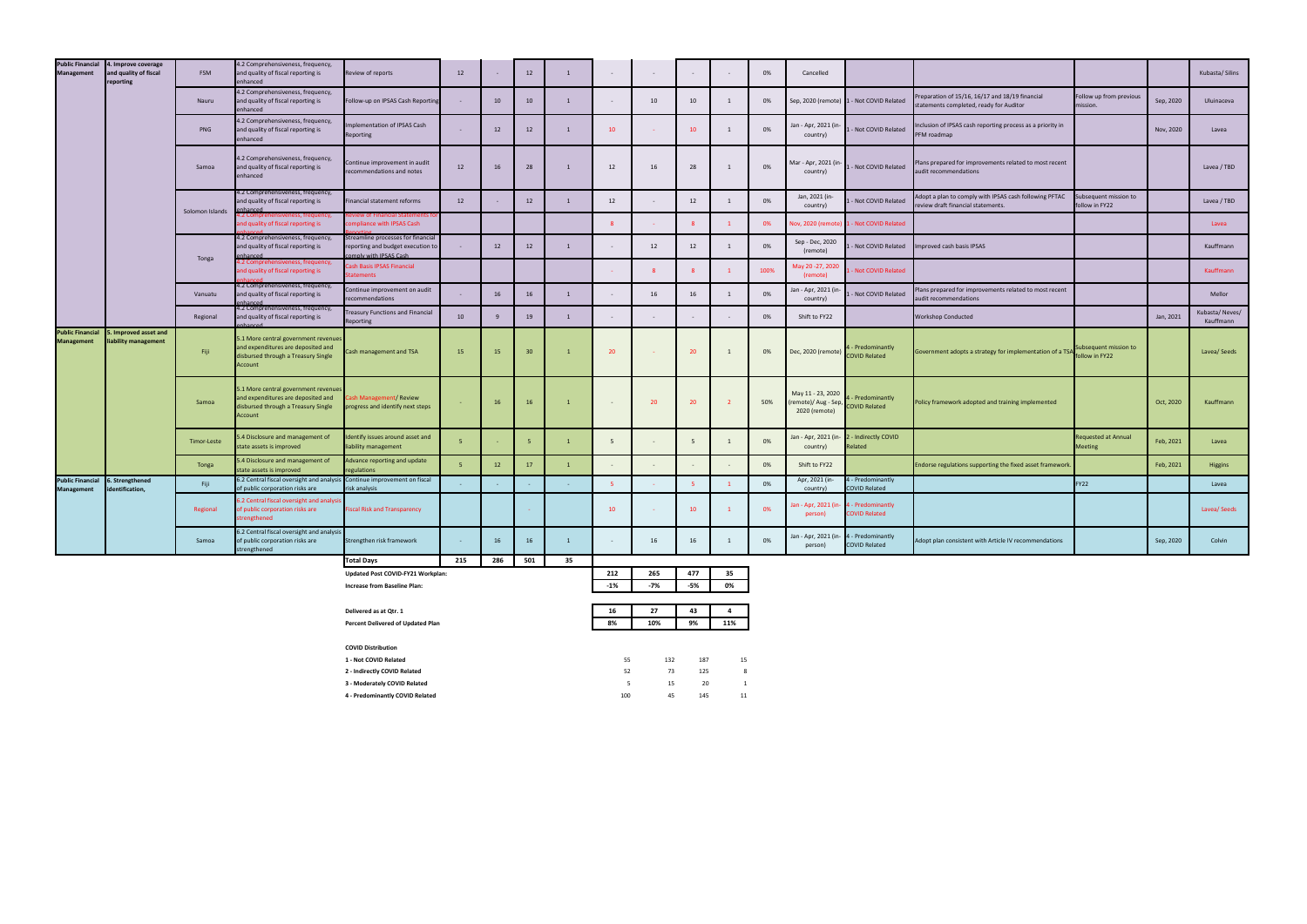| | | | | | | | | | | | | | | | | | | | | |
|---|---|---|---|---|---|---|---|---|---|---|---|---|---|---|---|---|---|---|---|---|
| Public Financial Management | 4. Improve coverage and quality of fiscal reporting | FSM | 4.2 Comprehensiveness, frequency, and quality of fiscal reporting is enhanced | Review of reports | 12 | - | 12 | 1 | - | - | - | - | 0% | Cancelled | | | | | Kubasta/ Silins |
| | | Nauru | 4.2 Comprehensiveness, frequency, and quality of fiscal reporting is enhanced | Follow-up on IPSAS Cash Reporting | - | 10 | 10 | 1 | - | 10 | 10 | 1 | 0% | Sep, 2020 (remote) | 1 - Not COVID Related | Preparation of 15/16, 16/17 and 18/19 financial statements completed, ready for Auditor | Follow up from previous mission. | Sep, 2020 | Uluinaceva |
| | | PNG | 4.2 Comprehensiveness, frequency, and quality of fiscal reporting is enhanced | Implementation of IPSAS Cash Reporting | - | 12 | 12 | 1 | 10 | - | 10 | 1 | 0% | Jan - Apr, 2021 (in-country) | 1 - Not COVID Related | Inclusion of IPSAS cash reporting process as a priority in PFM roadmap | | Nov, 2020 | Lavea |
| | | Samoa | 4.2 Comprehensiveness, frequency, and quality of fiscal reporting is enhanced | Continue improvement in audit recommendations and notes | 12 | 16 | 28 | 1 | 12 | 16 | 28 | 1 | 0% | Mar - Apr, 2021 (in-country) | 1 - Not COVID Related | Plans prepared for improvements related to most recent audit recommendations | | | Lavea / TBD |
| | | Solomon Islands | 4.2 Comprehensiveness, frequency, and quality of fiscal reporting is enhanced | Financial statement reforms | 12 | - | 12 | 1 | 12 | - | 12 | 1 | 0% | Jan, 2021 (in-country) | 1 - Not COVID Related | Adopt a plan to comply with IPSAS cash following PFTAC review draft financial statements. | Subsequent mission to follow in FY22 | | Lavea / TBD |
| | | | 4.2 Comprehensiveness, frequency, and quality of fiscal reporting is enhanced | Review of Financial Statements for compliance with IPSAS Cash Reporting | | | | | 8 | - | 8 | 1 | 0% | Nov, 2020 (remote) | 1 - Not COVID Related | | | | Lavea |
| | | Tonga | 4.2 Comprehensiveness, frequency, and quality of fiscal reporting is enhanced | Streamline processes for financial reporting and budget execution to comply with IPSAS Cash | - | 12 | 12 | 1 | - | 12 | 12 | 1 | 0% | Sep - Dec, 2020 (remote) | 1 - Not COVID Related | Improved cash basis IPSAS | | | Kauffmann |
| | | | 4.2 Comprehensiveness, frequency, and quality of fiscal reporting is enhanced | Cash Basis IPSAS Financial Statements | | | | | - | 8 | 8 | 1 | 100% | May 20 -27, 2020 (remote) | 1 - Not COVID Related | | | | Kauffmann |
| | | Vanuatu | 4.2 Comprehensiveness, frequency, and quality of fiscal reporting is enhanced | Continue improvement on audit recommendations | - | 16 | 16 | 1 | - | 16 | 16 | 1 | 0% | Jan - Apr, 2021 (in-country) | 1 - Not COVID Related | Plans prepared for improvements related to most recent audit recommendations | | | Mellor |
| | | Regional | 4.2 Comprehensiveness, frequency, and quality of fiscal reporting is enhanced | Treasury Functions and Financial Reporting | 10 | 9 | 19 | 1 | - | - | - | - | 0% | Shift to FY22 | | Workshop Conducted | | Jan, 2021 | Kubasta/ Neves/ Kauffmann |
| Public Financial Management | 5. Improved asset and liability management | Fiji | 5.1 More central government revenues and expenditures are deposited and disbursed through a Treasury Single Account | Cash management and TSA | 15 | 15 | 30 | 1 | 20 | - | 20 | 1 | 0% | Dec, 2020 (remote) | 4 - Predominantly COVID Related | Government adopts a strategy for implementation of a TSA | Subsequent mission to follow in FY22 | | Lavea/ Seeds |
| | | Samoa | 5.1 More central government revenues and expenditures are deposited and disbursed through a Treasury Single Account | Cash Management/ Review progress and identify next steps | - | 16 | 16 | 1 | - | 20 | 20 | 2 | 50% | May 11 - 23, 2020 (remote)/ Aug - Sep, 2020 (remote) | 4 - Predominantly COVID Related | Policy framework adopted and training implemented | | Oct, 2020 | Kauffmann |
| | | Timor-Leste | 5.4 Disclosure and management of state assets is improved | Identify issues around asset and liability management | 5 | - | 5 | 1 | 5 | - | 5 | 1 | 0% | Jan - Apr, 2021 (in-country) | 2 - Indirectly COVID Related | | Requested at Annual Meeting | Feb, 2021 | Lavea |
| | | Tonga | 5.4 Disclosure and management of state assets is improved | Advance reporting and update regulations | 5 | 12 | 17 | 1 | - | - | - | - | 0% | Shift to FY22 | | Endorse regulations supporting the fixed asset framework. | | Feb, 2021 | Higgins |
| Public Financial Management | 6. Strengthened identification, | Fiji | 6.2 Central fiscal oversight and analysis of public corporation risks are | Continue improvement on fiscal risk analysis | - | - | - | - | 5 | - | 5 | 1 | 0% | Apr, 2021 (in-country) | 4 - Predominantly COVID Related | | FY22 | | Lavea |
| | | Regional | 6.2 Central fiscal oversight and analysis of public corporation risks are strengthened | Fiscal Risk and Transparency | | | - | | 10 | - | 10 | 1 | 0% | Jan - Apr, 2021 (in-person) | 4 - Predominantly COVID Related | | | | Lavea/ Seeds |
| | | Samoa | 6.2 Central fiscal oversight and analysis of public corporation risks are strengthened | Strengthen risk framework | - | 16 | 16 | 1 | - | 16 | 16 | 1 | 0% | Jan - Apr, 2021 (in-person) | 4 - Predominantly COVID Related | Adopt plan consistent with Article IV recommendations | | Sep, 2020 | Colvin |
| | | | | **Total Days** | **215** | **286** | **501** | **35** | | | | | | | | | | | |
| | | | | **Updated Post COVID-FY21 Workplan:** | | | | | **212** | **265** | **477** | **35** | | | | | | | |
| | | | | **Increase from Baseline Plan:** | | | | | **-1%** | **-7%** | **-5%** | **0%** | | | | | | | |
| | | | | **Delivered as at Qtr. 1** | | | | | **16** | **27** | **43** | **4** | | | | | | | |
| | | | | **Percent Delivered of Updated Plan** | | | | | **8%** | **10%** | **9%** | **11%** | | | | | | | |
| | | | | **COVID Distribution** | | | | | | | | | | | | | | | |
| | | | | **1 - Not COVID Related** | | | | | 55 | 132 | 187 | 15 | | | | | | | |
| | | | | **2 - Indirectly COVID Related** | | | | | 52 | 73 | 125 | 8 | | | | | | | |
| | | | | **3 - Moderately COVID Related** | | | | | 5 | 15 | 20 | 1 | | | | | | | |
| | | | | **4 - Predominantly COVID Related** | | | | | 100 | 45 | 145 | 11 | | | | | | | |